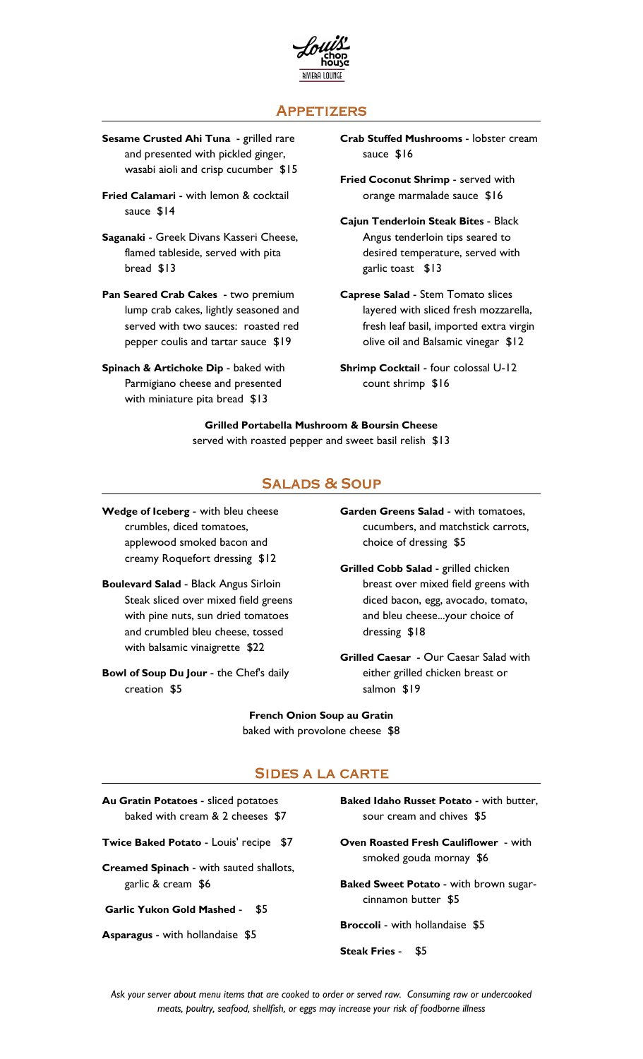Louis' chop house
RIVIERA LOUNGE

## Appetizers

**Sesame Crusted Ahi Tuna** - grilled rare and presented with pickled ginger, wasabi aioli and crisp cucumber $15

**Fried Calamari** - with lemon & cocktail sauce $14

**Saganaki** - Greek Divans Kasseri Cheese, flamed tableside, served with pita bread $13

**Pan Seared Crab Cakes** - two premium lump crab cakes, lightly seasoned and served with two sauces: roasted red pepper coulis and tartar sauce $19

**Spinach & Artichoke Dip** - baked with Parmigiano cheese and presented with miniature pita bread $13

**Crab Stuffed Mushrooms** - lobster cream sauce $16

**Fried Coconut Shrimp** - served with orange marmalade sauce $16

**Cajun Tenderloin Steak Bites** - Black Angus tenderloin tips seared to desired temperature, served with garlic toast $13

**Caprese Salad** - Stem Tomato slices layered with sliced fresh mozzarella, fresh leaf basil, imported extra virgin olive oil and Balsamic vinegar $12

**Shrimp Cocktail** - four colossal U-12 count shrimp $16

**Grilled Portabella Mushroom & Boursin Cheese**
served with roasted pepper and sweet basil relish $13

## Salads & Soup

**Wedge of Iceberg** - with bleu cheese crumbles, diced tomatoes, applewood smoked bacon and creamy Roquefort dressing $12

**Boulevard Salad** - Black Angus Sirloin Steak sliced over mixed field greens with pine nuts, sun dried tomatoes and crumbled bleu cheese, tossed with balsamic vinaigrette $22

**Bowl of Soup Du Jour** - the Chef's daily creation $5

**Garden Greens Salad** - with tomatoes, cucumbers, and matchstick carrots, choice of dressing $5

**Grilled Cobb Salad** - grilled chicken breast over mixed field greens with diced bacon, egg, avocado, tomato, and bleu cheese...your choice of dressing $18

**Grilled Caesar** - Our Caesar Salad with either grilled chicken breast or salmon $19

**French Onion Soup au Gratin**
baked with provolone cheese $8

## Sides a la Carte

**Au Gratin Potatoes** - sliced potatoes baked with cream & 2 cheeses $7

**Twice Baked Potato** - Louis' recipe $7

**Creamed Spinach** - with sauted shallots, garlic & cream $6

**Garlic Yukon Gold Mashed** - $5

**Asparagus** - with hollandaise $5

**Baked Idaho Russet Potato** - with butter, sour cream and chives $5

**Oven Roasted Fresh Cauliflower** - with smoked gouda mornay $6

**Baked Sweet Potato** - with brown sugar-cinnamon butter $5

**Broccoli** - with hollandaise $5

**Steak Fries** - $5

*Ask your server about menu items that are cooked to order or served raw. Consuming raw or undercooked meats, poultry, seafood, shellfish, or eggs may increase your risk of foodborne illness*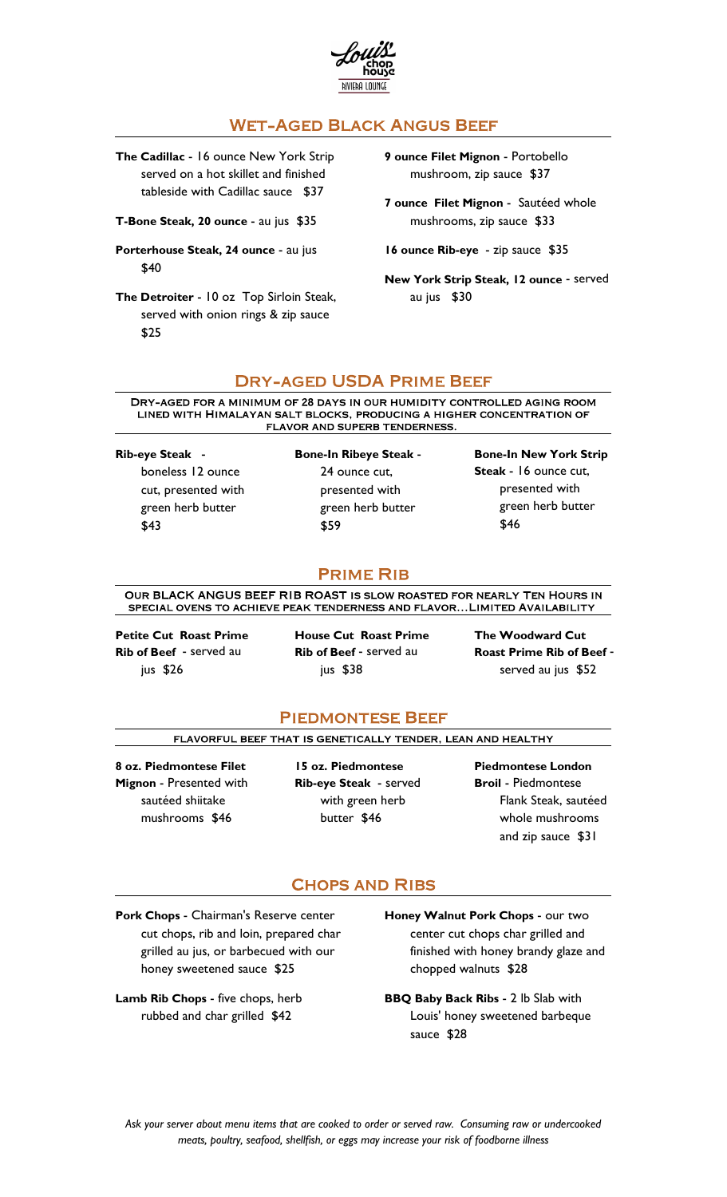Louis' chop house
RIVIERA LOUNGE

## Wet-Aged Black Angus Beef

**The Cadillac** - 16 ounce New York Strip served on a hot skillet and finished tableside with Cadillac sauce $37

**T-Bone Steak, 20 ounce** - au jus $35

**Porterhouse Steak, 24 ounce** - au jus $40

**The Detroiter** - 10 oz Top Sirloin Steak, served with onion rings & zip sauce $25

**9 ounce Filet Mignon** - Portobello mushroom, zip sauce $37

**7 ounce Filet Mignon** - Sautéed whole mushrooms, zip sauce $33

**16 ounce Rib-eye** - zip sauce $35

**New York Strip Steak, 12 ounce** - served au jus $30

## Dry-aged USDA Prime Beef

DRY-AGED FOR A MINIMUM OF 28 DAYS IN OUR HUMIDITY CONTROLLED AGING ROOM LINED WITH HIMALAYAN SALT BLOCKS, PRODUCING A HIGHER CONCENTRATION OF FLAVOR AND SUPERB TENDERNESS.

**Rib-eye Steak** - boneless 12 ounce cut, presented with green herb butter $43

**Bone-In Ribeye Steak** - 24 ounce cut, presented with green herb butter $59

**Bone-In New York Strip Steak** - 16 ounce cut, presented with green herb butter $46

## Prime Rib

OUR BLACK ANGUS BEEF RIB ROAST IS SLOW ROASTED FOR NEARLY TEN HOURS IN SPECIAL OVENS TO ACHIEVE PEAK TENDERNESS AND FLAVOR…LIMITED AVAILABILITY

**Petite Cut Roast Prime Rib of Beef** - served au jus $26

**House Cut Roast Prime Rib of Beef** - served au jus $38

**The Woodward Cut Roast Prime Rib of Beef** - served au jus $52

## Piedmontese Beef

FLAVORFUL BEEF THAT IS GENETICALLY TENDER, LEAN AND HEALTHY

**8 oz. Piedmontese Filet Mignon** - Presented with sautéed shiitake mushrooms $46

**15 oz. Piedmontese Rib-eye Steak** - served with green herb butter $46

**Piedmontese London Broil** - Piedmontese Flank Steak, sautéed whole mushrooms and zip sauce $31

## Chops and Ribs

**Pork Chops** - Chairman's Reserve center cut chops, rib and loin, prepared char grilled au jus, or barbecued with our honey sweetened sauce $25

**Lamb Rib Chops** - five chops, herb rubbed and char grilled $42

**Honey Walnut Pork Chops** - our two center cut chops char grilled and finished with honey brandy glaze and chopped walnuts $28

**BBQ Baby Back Ribs** - 2 lb Slab with Louis' honey sweetened barbeque sauce $28

*Ask your server about menu items that are cooked to order or served raw. Consuming raw or undercooked meats, poultry, seafood, shellfish, or eggs may increase your risk of foodborne illness*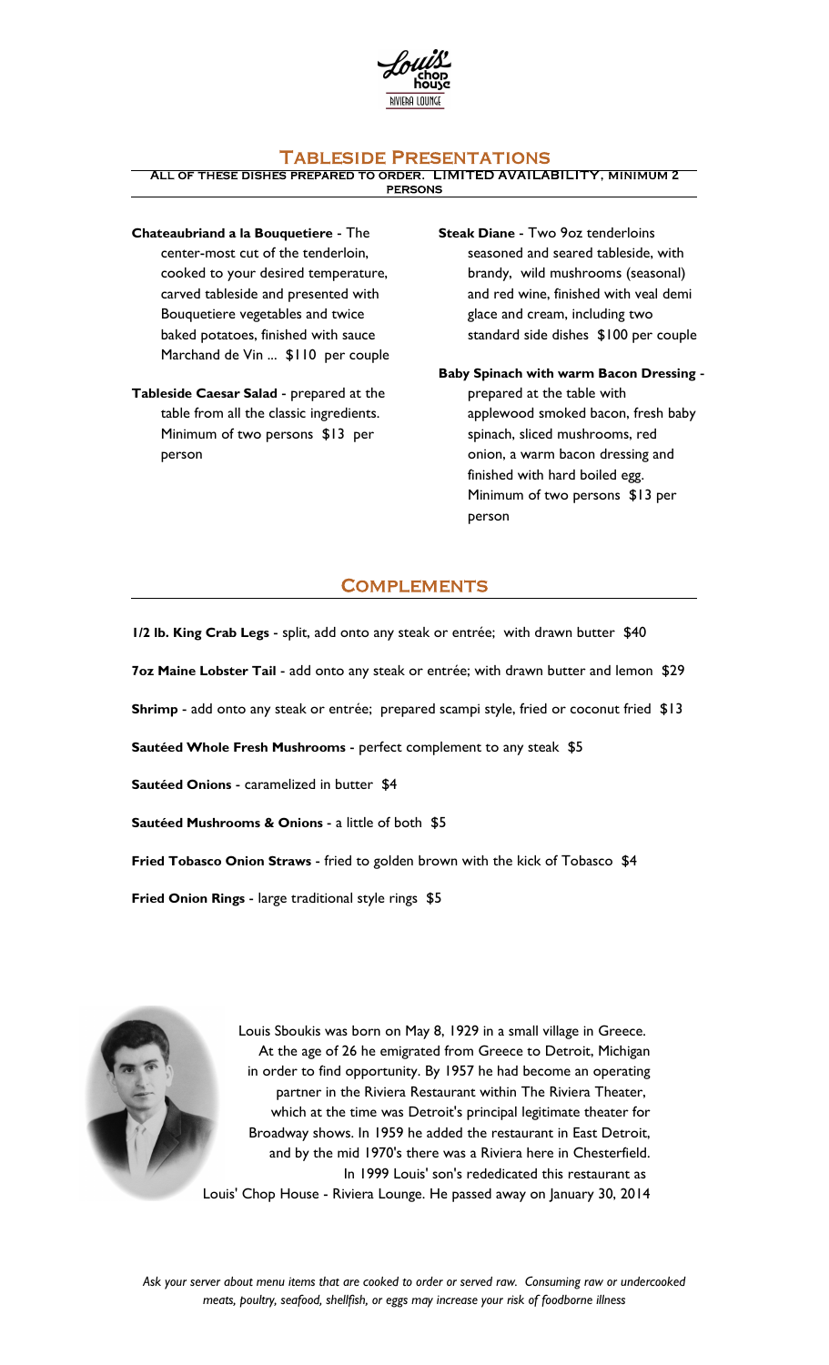Louis' chop house
RIVIERA LOUNGE

## Tableside Presentations

ALL OF THESE DISHES PREPARED TO ORDER. LIMITED AVAILABILITY, MINIMUM 2 PERSONS

**Chateaubriand a la Bouquetiere** - The center-most cut of the tenderloin, cooked to your desired temperature, carved tableside and presented with Bouquetiere vegetables and twice baked potatoes, finished with sauce Marchand de Vin ... $110 per couple

**Tableside Caesar Salad** - prepared at the table from all the classic ingredients. Minimum of two persons $13 per person

**Steak Diane** - Two 9oz tenderloins seasoned and seared tableside, with brandy, wild mushrooms (seasonal) and red wine, finished with veal demi glace and cream, including two standard side dishes $100 per couple

**Baby Spinach with warm Bacon Dressing** - prepared at the table with applewood smoked bacon, fresh baby spinach, sliced mushrooms, red onion, a warm bacon dressing and finished with hard boiled egg. Minimum of two persons $13 per person

## Complements

**1/2 lb. King Crab Legs** - split, add onto any steak or entrée; with drawn butter $40

**7oz Maine Lobster Tail** - add onto any steak or entrée; with drawn butter and lemon $29

**Shrimp** - add onto any steak or entrée; prepared scampi style, fried or coconut fried $13

**Sautéed Whole Fresh Mushrooms** - perfect complement to any steak $5

**Sautéed Onions** - caramelized in butter $4

**Sautéed Mushrooms & Onions** - a little of both $5

**Fried Tobasco Onion Straws** - fried to golden brown with the kick of Tobasco $4

**Fried Onion Rings** - large traditional style rings $5

Louis Sboukis was born on May 8, 1929 in a small village in Greece. At the age of 26 he emigrated from Greece to Detroit, Michigan in order to find opportunity. By 1957 he had become an operating partner in the Riviera Restaurant within The Riviera Theater, which at the time was Detroit's principal legitimate theater for Broadway shows. In 1959 he added the restaurant in East Detroit, and by the mid 1970's there was a Riviera here in Chesterfield. In 1999 Louis' son's rededicated this restaurant as Louis' Chop House - Riviera Lounge. He passed away on January 30, 2014

*Ask your server about menu items that are cooked to order or served raw. Consuming raw or undercooked meats, poultry, seafood, shellfish, or eggs may increase your risk of foodborne illness*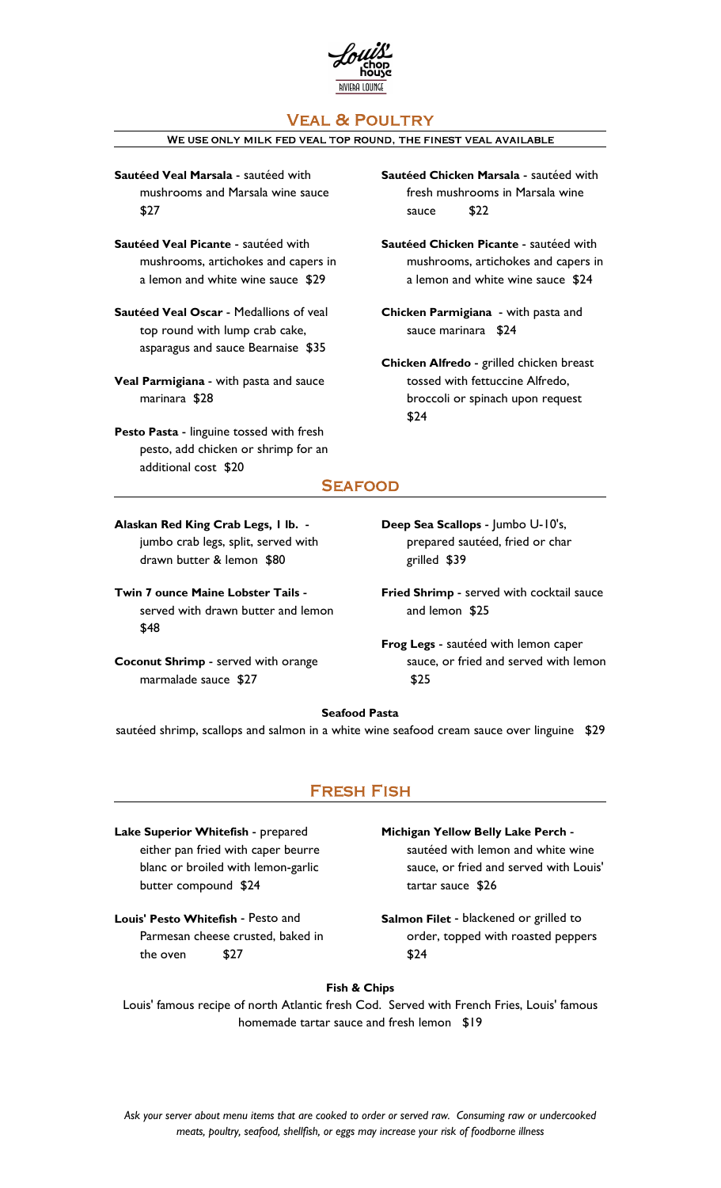Louis' chop house
RIVIERA LOUNGE

## Veal & Poultry

**We use only milk fed veal top round, the finest veal available**

**Sautéed Veal Marsala** - sautéed with mushrooms and Marsala wine sauce $27

**Sautéed Veal Picante** - sautéed with mushrooms, artichokes and capers in a lemon and white wine sauce $29

**Sautéed Veal Oscar** - Medallions of veal top round with lump crab cake, asparagus and sauce Bearnaise $35

**Veal Parmigiana** - with pasta and sauce marinara $28

**Pesto Pasta** - linguine tossed with fresh pesto, add chicken or shrimp for an additional cost $20

**Sautéed Chicken Marsala** - sautéed with fresh mushrooms in Marsala wine sauce $22

**Sautéed Chicken Picante** - sautéed with mushrooms, artichokes and capers in a lemon and white wine sauce $24

**Chicken Parmigiana** - with pasta and sauce marinara $24

**Chicken Alfredo** - grilled chicken breast tossed with fettuccine Alfredo, broccoli or spinach upon request $24

## Seafood

**Alaskan Red King Crab Legs, 1 lb.** - jumbo crab legs, split, served with drawn butter & lemon $80

**Twin 7 ounce Maine Lobster Tails** - served with drawn butter and lemon $48

**Coconut Shrimp** - served with orange marmalade sauce $27

**Deep Sea Scallops** - Jumbo U-10's, prepared sautéed, fried or char grilled $39

**Fried Shrimp** - served with cocktail sauce and lemon $25

**Frog Legs** - sautéed with lemon caper sauce, or fried and served with lemon $25

**Seafood Pasta**

sautéed shrimp, scallops and salmon in a white wine seafood cream sauce over linguine $29

## Fresh Fish

**Lake Superior Whitefish** - prepared either pan fried with caper beurre blanc or broiled with lemon-garlic butter compound $24

**Louis' Pesto Whitefish** - Pesto and Parmesan cheese crusted, baked in the oven $27

**Michigan Yellow Belly Lake Perch** - sautéed with lemon and white wine sauce, or fried and served with Louis' tartar sauce $26

**Salmon Filet** - blackened or grilled to order, topped with roasted peppers $24

**Fish & Chips**

Louis' famous recipe of north Atlantic fresh Cod. Served with French Fries, Louis' famous homemade tartar sauce and fresh lemon $19

*Ask your server about menu items that are cooked to order or served raw. Consuming raw or undercooked meats, poultry, seafood, shellfish, or eggs may increase your risk of foodborne illness*